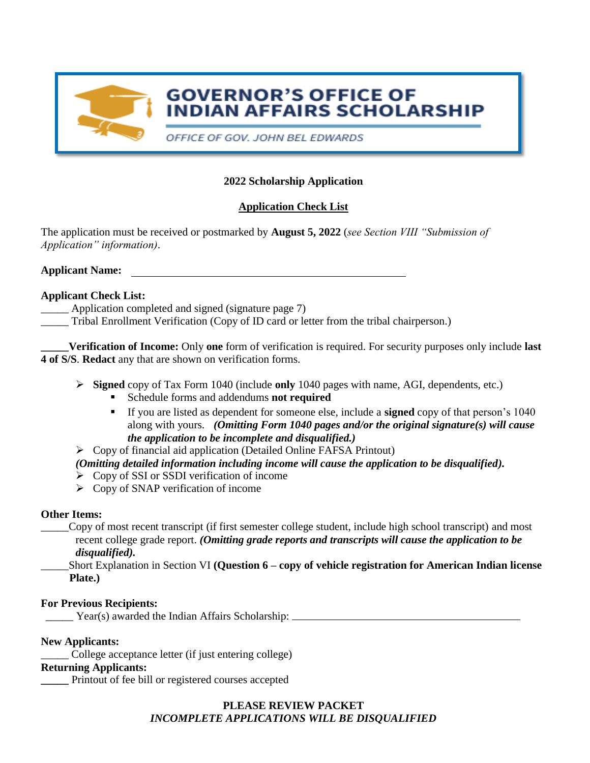# GOVERNOR'S OFFICE OF INDIAN AFFAIRS SCHOLARSHIP

OFFICE OF GOV. JOHN BEL EDWARDS

**2022 Scholarship Application**

**Application Check List**

The application must be received or postmarked by **August 5, 2022** (*see Section VIII "Submission of Application" information*).

**Applicant Name:** ______________________________________________

**Applicant Check List:**

_____ Application completed and signed (signature page 7)

_____ Tribal Enrollment Verification (Copy of ID card or letter from the tribal chairperson.)

**_____Verification of Income:** Only **one** form of verification is required. For security purposes only include **last 4 of S/S**. **Redact** any that are shown on verification forms.

- **Signed** copy of Tax Form 1040 (include **only** 1040 pages with name, AGI, dependents, etc.)
  - Schedule forms and addendums **not required**
  - If you are listed as dependent for someone else, include a **signed** copy of that person's 1040 along with yours. ***(Omitting Form 1040 pages and/or the original signature(s) will cause the application to be incomplete and disqualified.)***
- Copy of financial aid application (Detailed Online FAFSA Printout)

  ***(Omitting detailed information including income will cause the application to be disqualified).***
- Copy of SSI or SSDI verification of income
- Copy of SNAP verification of income

**Other Items:**

_____Copy of most recent transcript (if first semester college student, include high school transcript) and most recent college grade report. ***(Omitting grade reports and transcripts will cause the application to be disqualified).***

_____Short Explanation in Section VI **(Question 6 – copy of vehicle registration for American Indian license Plate.)**

**For Previous Recipients:**

_____ Year(s) awarded the Indian Affairs Scholarship: ______________________________

**New Applicants:**

_____ College acceptance letter (if just entering college)

**Returning Applicants:**

**_____** Printout of fee bill or registered courses accepted

**PLEASE REVIEW PACKET**

***INCOMPLETE APPLICATIONS WILL BE DISQUALIFIED***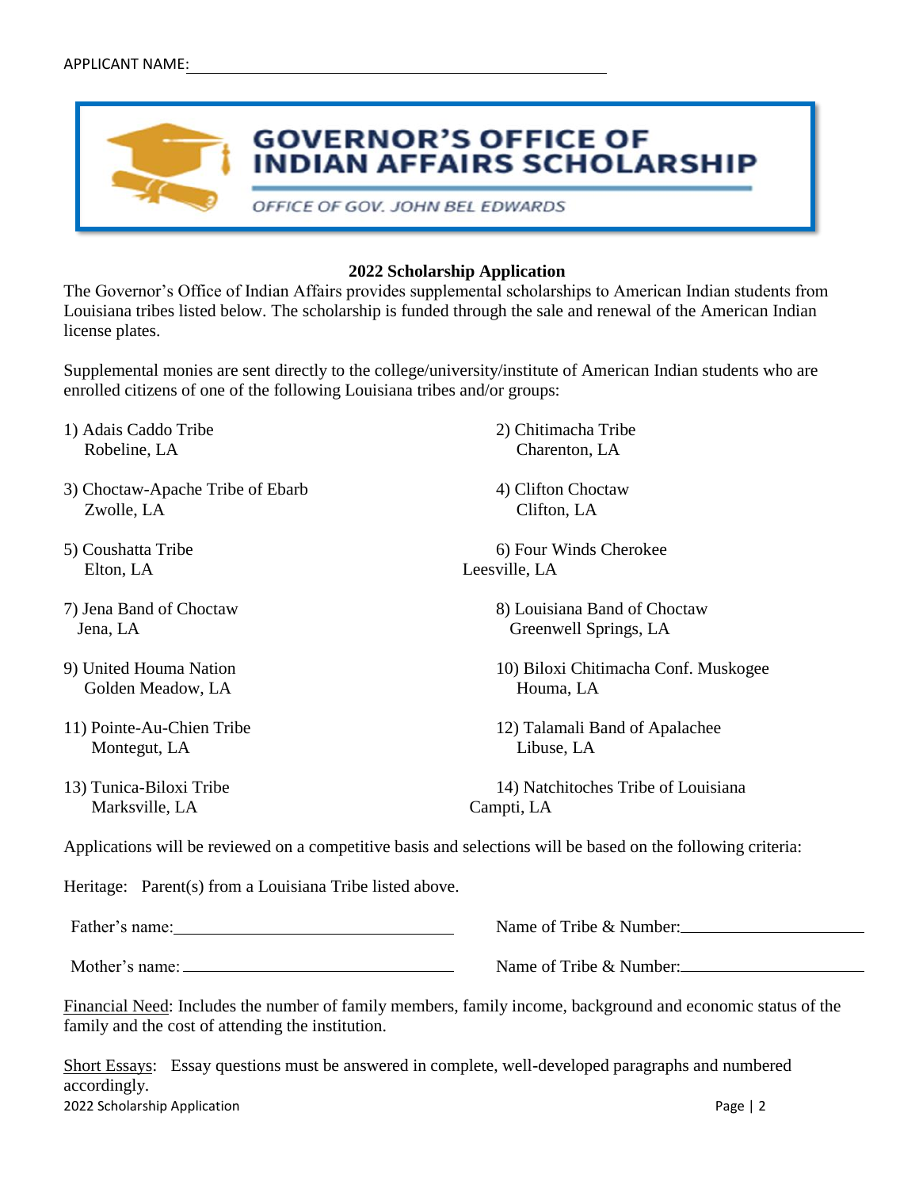APPLICANT NAME: ____________________________________________

# GOVERNOR'S OFFICE OF INDIAN AFFAIRS SCHOLARSHIP

OFFICE OF GOV. JOHN BEL EDWARDS

**2022 Scholarship Application**

The Governor's Office of Indian Affairs provides supplemental scholarships to American Indian students from Louisiana tribes listed below. The scholarship is funded through the sale and renewal of the American Indian license plates.

Supplemental monies are sent directly to the college/university/institute of American Indian students who are enrolled citizens of one of the following Louisiana tribes and/or groups:

1) Adais Caddo Tribe
   Robeline, LA
2) Chitimacha Tribe
   Charenton, LA
3) Choctaw-Apache Tribe of Ebarb
   Zwolle, LA
4) Clifton Choctaw
   Clifton, LA
5) Coushatta Tribe
   Elton, LA
6) Four Winds Cherokee
   Leesville, LA
7) Jena Band of Choctaw
   Jena, LA
8) Louisiana Band of Choctaw
   Greenwell Springs, LA
9) United Houma Nation
   Golden Meadow, LA
10) Biloxi Chitimacha Conf. Muskogee
    Houma, LA
11) Pointe-Au-Chien Tribe
    Montegut, LA
12) Talamali Band of Apalachee
    Libuse, LA
13) Tunica-Biloxi Tribe
    Marksville, LA
14) Natchitoches Tribe of Louisiana
    Campti, LA

Applications will be reviewed on a competitive basis and selections will be based on the following criteria:

Heritage: Parent(s) from a Louisiana Tribe listed above.

Father's name: ______________________________ Name of Tribe & Number: ______________________

Mother's name: ______________________________ Name of Tribe & Number: ______________________

Financial Need: Includes the number of family members, family income, background and economic status of the family and the cost of attending the institution.

Short Essays: Essay questions must be answered in complete, well-developed paragraphs and numbered accordingly.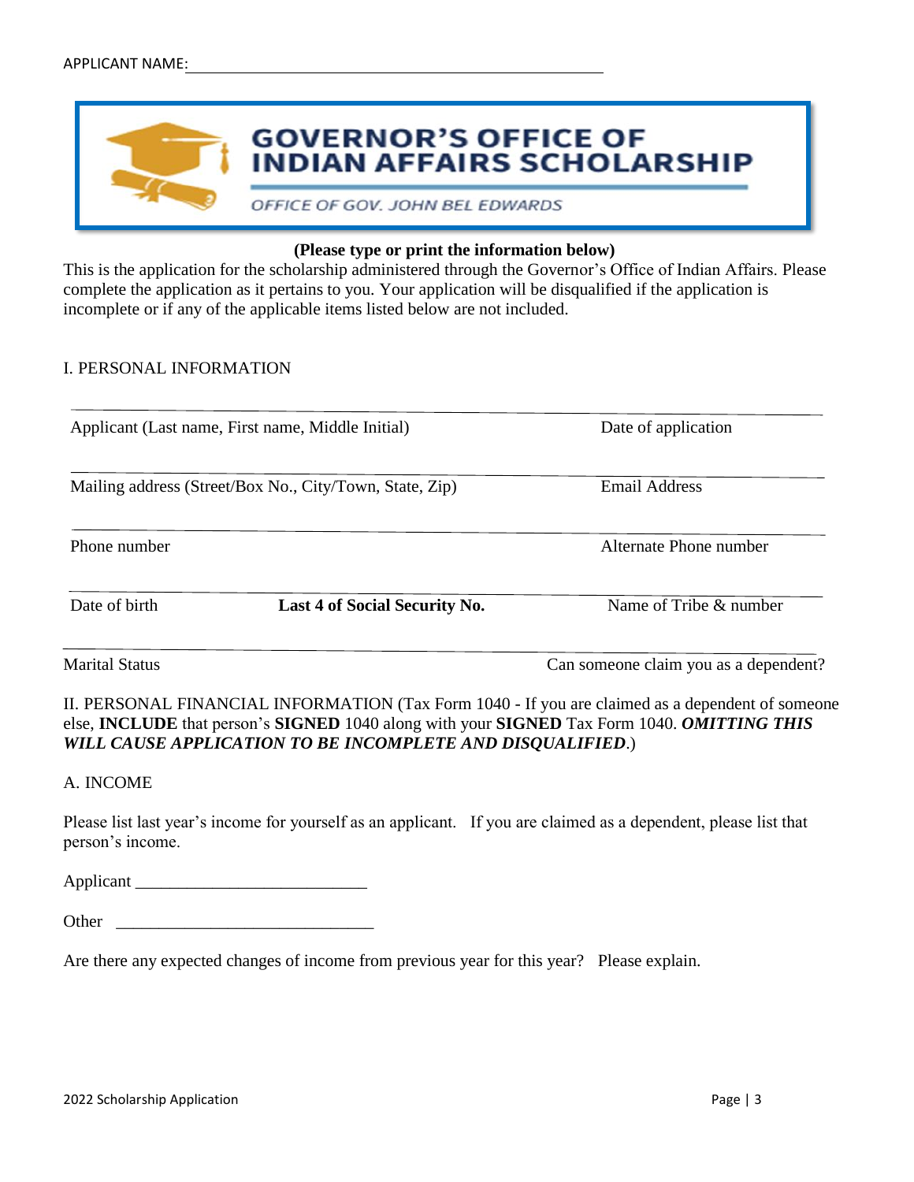APPLICANT NAME: ______________________________________________

# GOVERNOR'S OFFICE OF INDIAN AFFAIRS SCHOLARSHIP

OFFICE OF GOV. JOHN BEL EDWARDS

**(Please type or print the information below)**

This is the application for the scholarship administered through the Governor's Office of Indian Affairs. Please complete the application as it pertains to you. Your application will be disqualified if the application is incomplete or if any of the applicable items listed below are not included.

## I. PERSONAL INFORMATION

______________________________________________________________________________

Applicant (Last name, First name, Middle Initial) Date of application

______________________________________________________________________________

Mailing address (Street/Box No., City/Town, State, Zip) Email Address

______________________________________________________________________________

Phone number Alternate Phone number

______________________________________________________________________________

Date of birth **Last 4 of Social Security No.** Name of Tribe & number

______________________________________________________________________________

Marital Status Can someone claim you as a dependent?

## II. PERSONAL FINANCIAL INFORMATION

(Tax Form 1040 - If you are claimed as a dependent of someone else, **INCLUDE** that person's **SIGNED** 1040 along with your **SIGNED** Tax Form 1040. ***OMITTING THIS WILL CAUSE APPLICATION TO BE INCOMPLETE AND DISQUALIFIED***.)

### A. INCOME

Please list last year's income for yourself as an applicant. If you are claimed as a dependent, please list that person's income.

Applicant ___________________________

Other ______________________________

Are there any expected changes of income from previous year for this year? Please explain.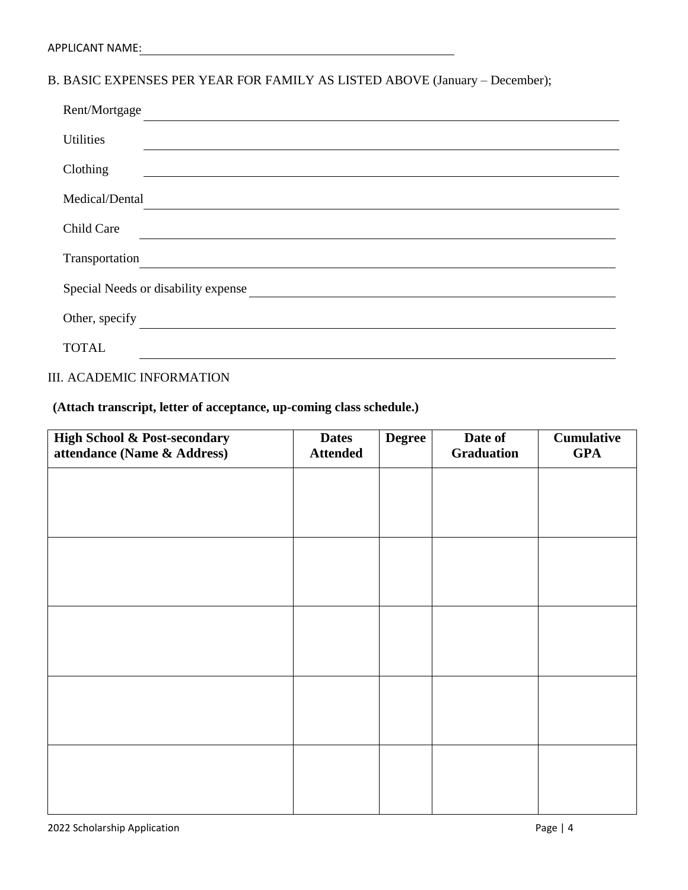APPLICANT NAME: ______________________________________________

B. BASIC EXPENSES PER YEAR FOR FAMILY AS LISTED ABOVE (January – December);

Rent/Mortgage ______________________________________________

Utilities ______________________________________________

Clothing ______________________________________________

Medical/Dental ______________________________________________

Child Care ______________________________________________

Transportation ______________________________________________

Special Needs or disability expense ______________________________________________

Other, specify ______________________________________________

TOTAL ______________________________________________

III. ACADEMIC INFORMATION

**(Attach transcript, letter of acceptance, up-coming class schedule.)**

| **High School & Post-secondary attendance (Name & Address)** | **Dates Attended** | **Degree** | **Date of Graduation** | **Cumulative GPA** |
|---|---|---|---|---|
| | | | | |
| | | | | |
| | | | | |
| | | | | |
| | | | | |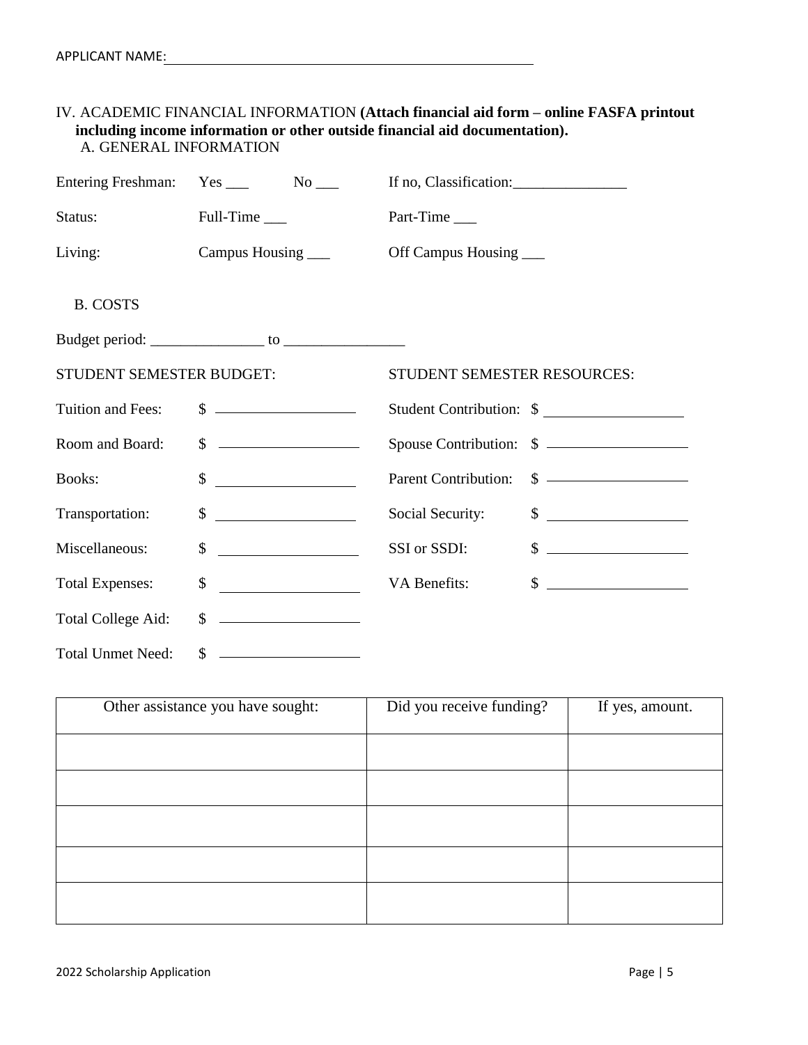APPLICANT NAME: ____________________________________________

## IV. ACADEMIC FINANCIAL INFORMATION **(Attach financial aid form – online FASFA printout including income information or other outside financial aid documentation).**

### A. GENERAL INFORMATION

Entering Freshman: Yes ___ No ___ If no, Classification:_______________

Status: Full-Time ___ Part-Time ___

Living: Campus Housing ___ Off Campus Housing ___

### B. COSTS

Budget period: _______________ to ________________

STUDENT SEMESTER BUDGET:

Tuition and Fees: $ __________________

Room and Board: $ __________________

Books: $ __________________

Transportation: $ __________________

Miscellaneous: $ __________________

Total Expenses: $ __________________

Total College Aid: $ __________________

Total Unmet Need: $ __________________

STUDENT SEMESTER RESOURCES:

Student Contribution: $ __________________

Spouse Contribution: $ __________________

Parent Contribution: $ __________________

Social Security: $ __________________

SSI or SSDI: $ __________________

VA Benefits: $ __________________

| Other assistance you have sought: | Did you receive funding? | If yes, amount. |
|---|---|---|
| | | |
| | | |
| | | |
| | | |
| | | |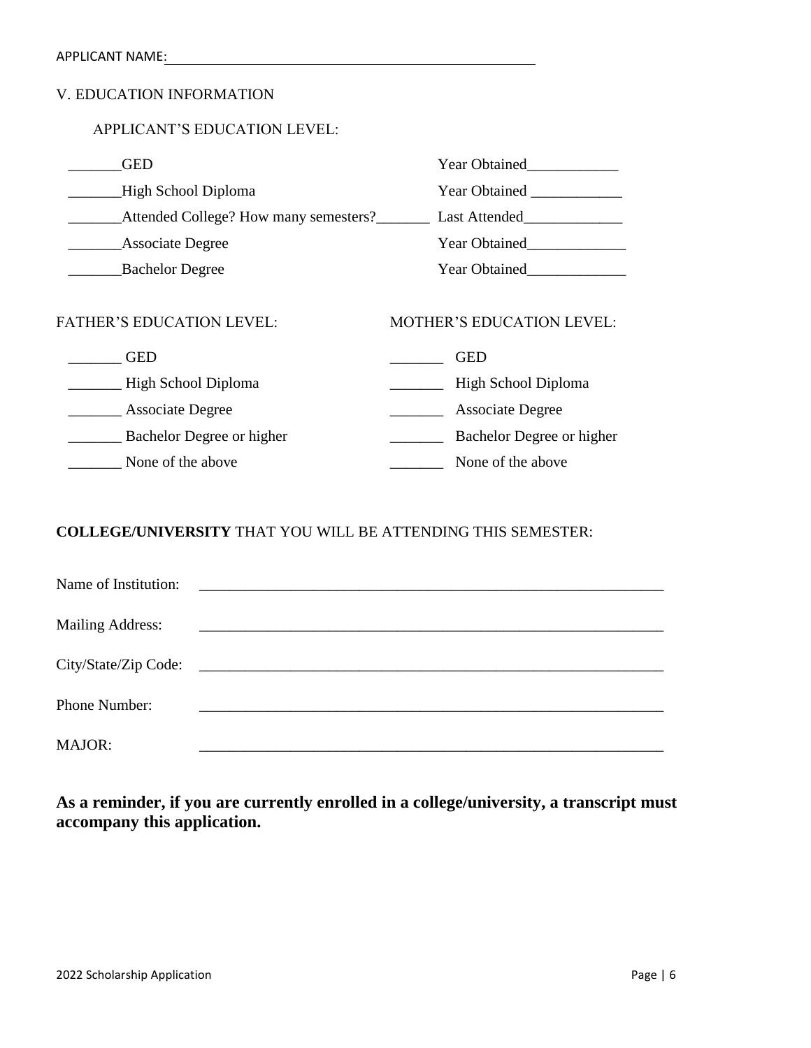APPLICANT NAME:______________________________________________

## V. EDUCATION INFORMATION

### APPLICANT'S EDUCATION LEVEL:

_______GED Year Obtained____________

_______High School Diploma Year Obtained ____________

_______Attended College? How many semesters?_______ Last Attended_____________

_______Associate Degree Year Obtained_____________

_______Bachelor Degree Year Obtained_____________

### FATHER'S EDUCATION LEVEL:

_______ GED

_______ High School Diploma

_______ Associate Degree

_______ Bachelor Degree or higher

_______ None of the above

### MOTHER'S EDUCATION LEVEL:

_______ GED

_______ High School Diploma

_______ Associate Degree

_______ Bachelor Degree or higher

_______ None of the above

### **COLLEGE/UNIVERSITY** THAT YOU WILL BE ATTENDING THIS SEMESTER:

Name of Institution: ______________________________________________________________

Mailing Address: ______________________________________________________________

City/State/Zip Code: ______________________________________________________________

Phone Number: ______________________________________________________________

MAJOR: ______________________________________________________________

**As a reminder, if you are currently enrolled in a college/university, a transcript must accompany this application.**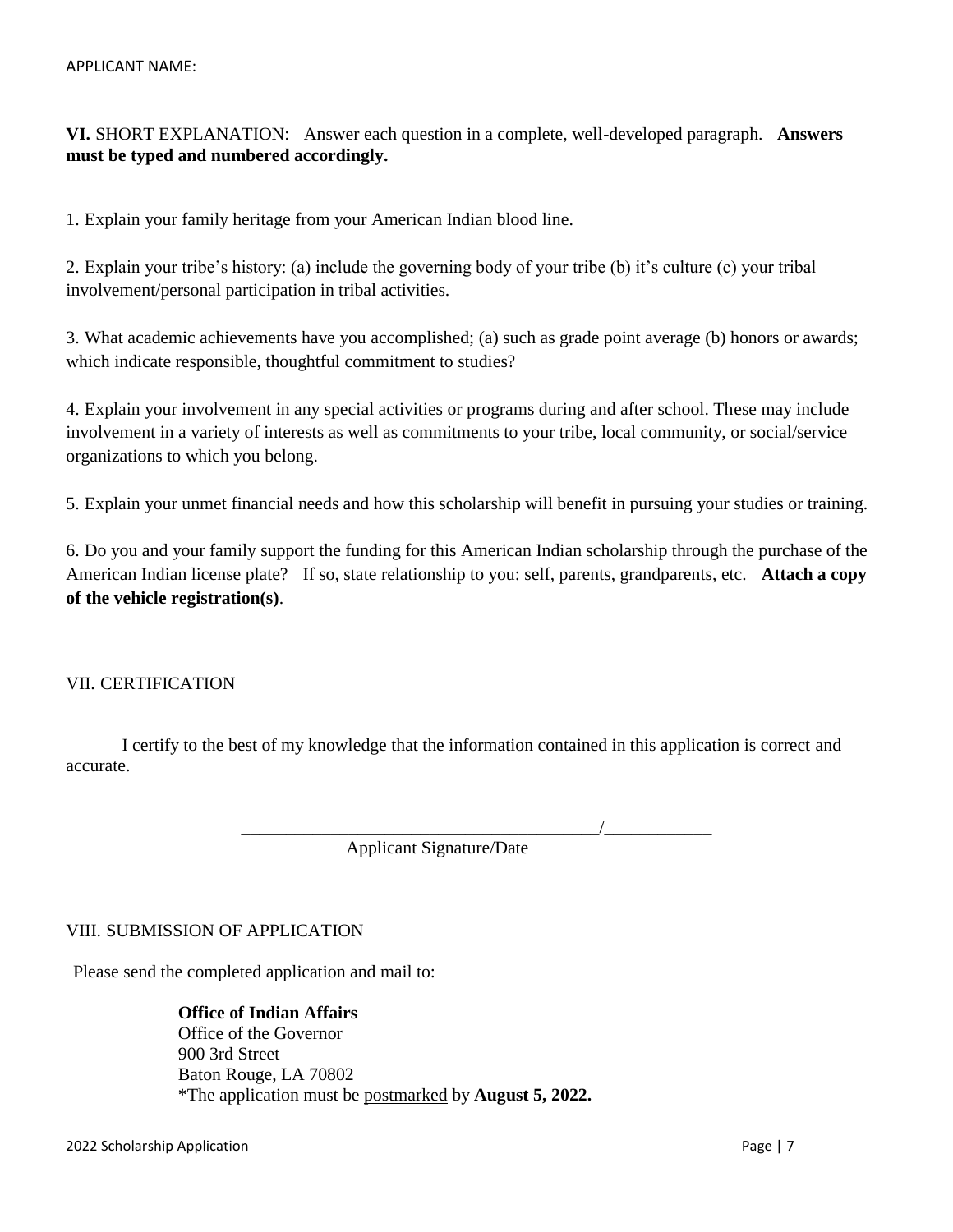APPLICANT NAME: ______________________________________________

**VI.** SHORT EXPLANATION: Answer each question in a complete, well-developed paragraph. **Answers must be typed and numbered accordingly.**

1. Explain your family heritage from your American Indian blood line.

2. Explain your tribe's history: (a) include the governing body of your tribe (b) it's culture (c) your tribal involvement/personal participation in tribal activities.

3. What academic achievements have you accomplished; (a) such as grade point average (b) honors or awards; which indicate responsible, thoughtful commitment to studies?

4. Explain your involvement in any special activities or programs during and after school. These may include involvement in a variety of interests as well as commitments to your tribe, local community, or social/service organizations to which you belong.

5. Explain your unmet financial needs and how this scholarship will benefit in pursuing your studies or training.

6. Do you and your family support the funding for this American Indian scholarship through the purchase of the American Indian license plate? If so, state relationship to you: self, parents, grandparents, etc. **Attach a copy of the vehicle registration(s)**.

VII. CERTIFICATION

I certify to the best of my knowledge that the information contained in this application is correct and accurate.

_________________________________________/____________

Applicant Signature/Date

VIII. SUBMISSION OF APPLICATION

Please send the completed application and mail to:

**Office of Indian Affairs**
Office of the Governor
900 3rd Street
Baton Rouge, LA 70802
*The application must be postmarked by **August 5, 2022.**